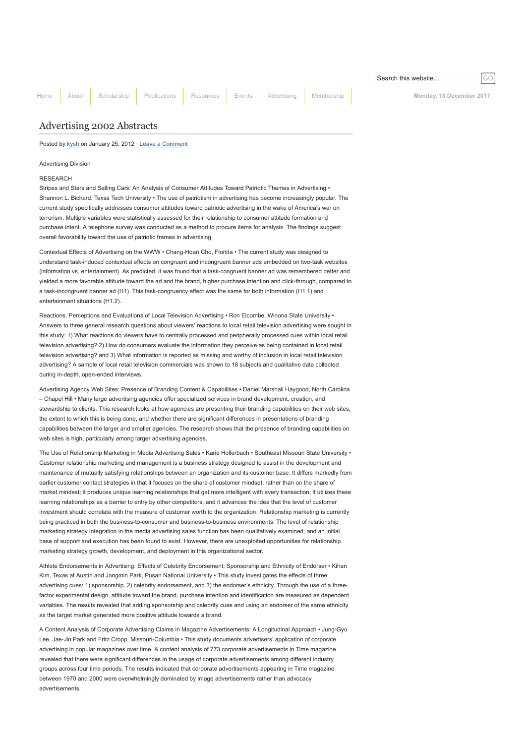# Advertising 2002 Abstracts

Posted by kysh on January 25, 2012 · Leave a Comment

Advertising Division

RESEARCH

Stripes and Stars and Selling Cars: An Analysis of Consumer Attitudes Toward Patriotic Themes in Advertising • Shannon L. Bichard, Texas Tech University • The use of patriotism in advertising has become increasingly popular. The current study specifically addresses consumer attitudes toward patriotic advertising in the wake of America's war on terrorism. Multiple variables were statistically assessed for their relationship to consumer attitude formation and purchase intent. A telephone survey was conducted as a method to procure items for analysis. The findings suggest overall favorability toward the use of patriotic frames in advertising.

Contextual Effects of Advertising on the WWW • Chang-Hoan Cho, Florida • The current study was designed to understand task-induced contextual effects on congruent and incongruent banner ads embedded on two-task websites (information vs. entertainment). As predicted, it was found that a task-congruent banner ad was remembered better and yielded a more favorable attitude toward the ad and the brand, higher purchase intention and click-through, compared to a task-incongruent banner ad (H1). This task-congruency effect was the same for both information (H1.1) and entertainment situations (H1.2).

Reactions, Perceptions and Evaluations of Local Television Advertising • Ron Elcombe, Winona State University • Answers to three general research questions about viewers' reactions to local retail television advertising were sought in this study: 1) What reactions do viewers have to centrally processed and peripherally processed cues within local retail television advertising? 2) How do consumers evaluate the information they perceive as being contained in local retail television advertising? and 3) What information is reported as missing and worthy of inclusion in local retail television advertising? A sample of local retail television commercials was shown to 18 subjects and qualitative data collected during in-depth, open-ended interviews.

Advertising Agency Web Sites: Presence of Branding Content & Capabilities • Daniel Marshall Haygood, North Carolina – Chapel Hill • Many large advertising agencies offer specialized services in brand development, creation, and stewardship to clients. This research looks at how agencies are presenting their branding capabilities on their web sites, the extent to which this is being done, and whether there are significant differences in presentations of branding capabilities between the larger and smaller agencies. The research shows that the presence of branding capabilities on web sites is high, particularly among larger advertising agencies.

The Use of Relationship Marketing in Media Advertising Sales • Karie Hollerbach • Southeast Missouri State University • Customer relationship marketing and management is a business strategy designed to assist in the development and maintenance of mutually satisfying relationships between an organization and its customer base. It differs markedly from earlier customer contact strategies in that it focuses on the share of customer mindset, rather than on the share of market mindset; it produces unique learning relationships that get more intelligent with every transaction; it utilizes these learning relationships as a barrier to entry by other competitors; and it advances the idea that the level of customer investment should correlate with the measure of customer worth to the organization. Relationship marketing is currently being practiced in both the business-to-consumer and business-to-business environments. The level of relationship marketing strategy integration in the media advertising sales function has been qualitatively examined, and an initial base of support and execution has been found to exist. However, there are unexploited opportunities for relationship marketing strategy growth, development, and deployment in this organizational sector.

Athlete Endorsements in Advertising: Effects of Celebrity Endorsement, Sponsorship and Ethnicity of Endorser • Kihan Kim, Texas at Austin and Jongmin Park, Pusan National University • This study investigates the effects of three advertising cues: 1) sponsorship, 2) celebrity endorsement, and 3) the endorser's ethnicity. Through the use of a three-factor experimental design, attitude toward the brand, purchase intention and identification are measured as dependent variables. The results revealed that adding sponsorship and celebrity cues and using an endorser of the same ethnicity as the target market generated more positive attitude towards a brand.

A Content Analysis of Corporate Advertising Claims in Magazine Advertisements: A Longitudinal Approach • Jung-Gyo Lee, Jae-Jin Park and Fritz Cropp, Missouri-Columbia • This study documents advertisers' application of corporate advertising in popular magazines over time. A content analysis of 773 corporate advertisements in Time magazine revealed that there were significant differences in the usage of corporate advertisements among different industry groups across four time periods. The results indicated that corporate advertisements appearing in Time magazine between 1970 and 2000 were overwhelmingly dominated by image advertisements rather than advocacy advertisements.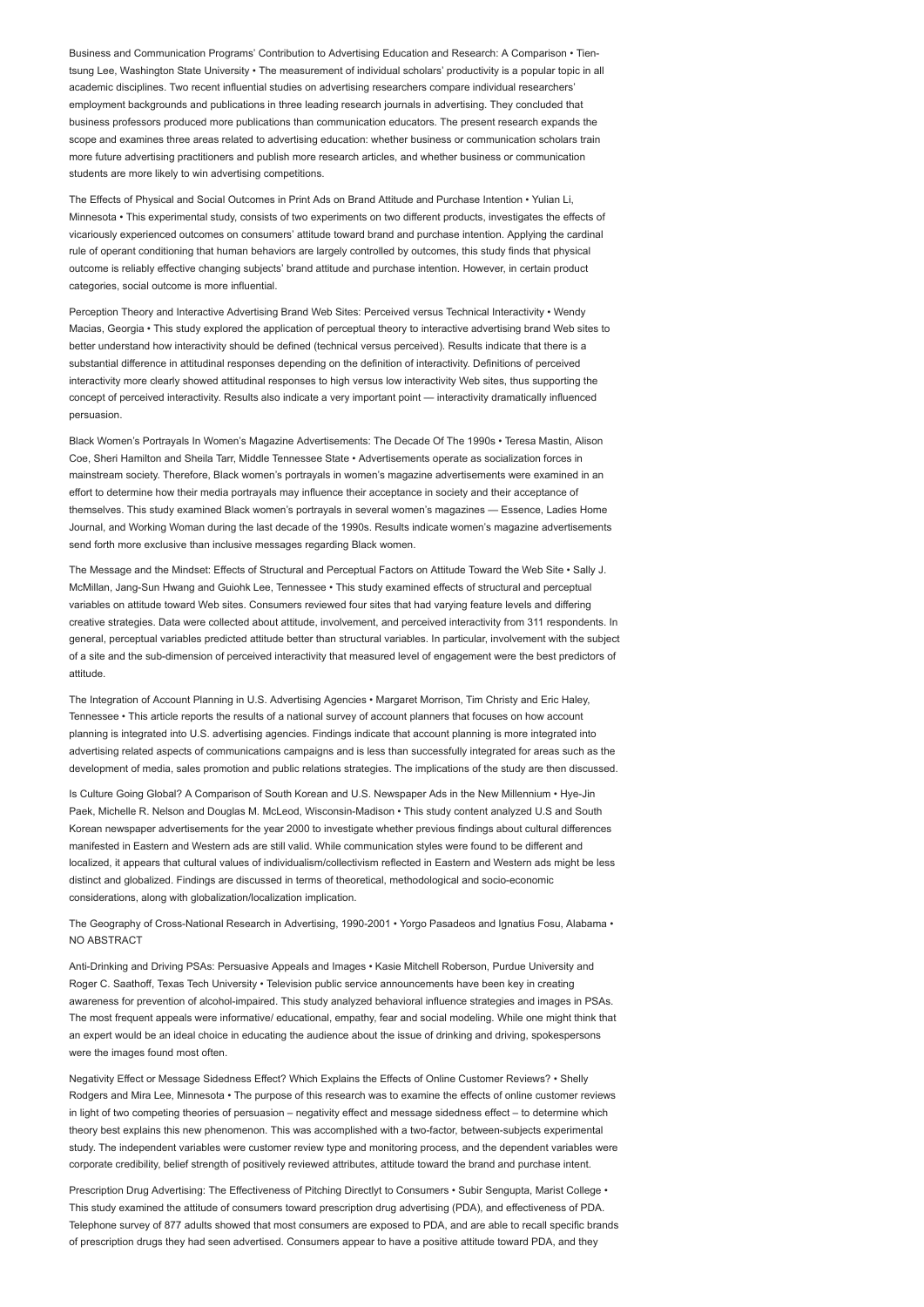Business and Communication Programs' Contribution to Advertising Education and Research: A Comparison • Tien-tsung Lee, Washington State University • The measurement of individual scholars' productivity is a popular topic in all academic disciplines. Two recent influential studies on advertising researchers compare individual researchers' employment backgrounds and publications in three leading research journals in advertising. They concluded that business professors produced more publications than communication educators. The present research expands the scope and examines three areas related to advertising education: whether business or communication scholars train more future advertising practitioners and publish more research articles, and whether business or communication students are more likely to win advertising competitions.

The Effects of Physical and Social Outcomes in Print Ads on Brand Attitude and Purchase Intention • Yulian Li, Minnesota • This experimental study, consists of two experiments on two different products, investigates the effects of vicariously experienced outcomes on consumers' attitude toward brand and purchase intention. Applying the cardinal rule of operant conditioning that human behaviors are largely controlled by outcomes, this study finds that physical outcome is reliably effective changing subjects' brand attitude and purchase intention. However, in certain product categories, social outcome is more influential.

Perception Theory and Interactive Advertising Brand Web Sites: Perceived versus Technical Interactivity • Wendy Macias, Georgia • This study explored the application of perceptual theory to interactive advertising brand Web sites to better understand how interactivity should be defined (technical versus perceived). Results indicate that there is a substantial difference in attitudinal responses depending on the definition of interactivity. Definitions of perceived interactivity more clearly showed attitudinal responses to high versus low interactivity Web sites, thus supporting the concept of perceived interactivity. Results also indicate a very important point — interactivity dramatically influenced persuasion.

Black Women's Portrayals In Women's Magazine Advertisements: The Decade Of The 1990s • Teresa Mastin, Alison Coe, Sheri Hamilton and Sheila Tarr, Middle Tennessee State • Advertisements operate as socialization forces in mainstream society. Therefore, Black women's portrayals in women's magazine advertisements were examined in an effort to determine how their media portrayals may influence their acceptance in society and their acceptance of themselves. This study examined Black women's portrayals in several women's magazines — Essence, Ladies Home Journal, and Working Woman during the last decade of the 1990s. Results indicate women's magazine advertisements send forth more exclusive than inclusive messages regarding Black women.

The Message and the Mindset: Effects of Structural and Perceptual Factors on Attitude Toward the Web Site • Sally J. McMillan, Jang-Sun Hwang and Guiohk Lee, Tennessee • This study examined effects of structural and perceptual variables on attitude toward Web sites. Consumers reviewed four sites that had varying feature levels and differing creative strategies. Data were collected about attitude, involvement, and perceived interactivity from 311 respondents. In general, perceptual variables predicted attitude better than structural variables. In particular, involvement with the subject of a site and the sub-dimension of perceived interactivity that measured level of engagement were the best predictors of attitude.

The Integration of Account Planning in U.S. Advertising Agencies • Margaret Morrison, Tim Christy and Eric Haley, Tennessee • This article reports the results of a national survey of account planners that focuses on how account planning is integrated into U.S. advertising agencies. Findings indicate that account planning is more integrated into advertising related aspects of communications campaigns and is less than successfully integrated for areas such as the development of media, sales promotion and public relations strategies. The implications of the study are then discussed.

Is Culture Going Global? A Comparison of South Korean and U.S. Newspaper Ads in the New Millennium • Hye-Jin Paek, Michelle R. Nelson and Douglas M. McLeod, Wisconsin-Madison • This study content analyzed U.S and South Korean newspaper advertisements for the year 2000 to investigate whether previous findings about cultural differences manifested in Eastern and Western ads are still valid. While communication styles were found to be different and localized, it appears that cultural values of individualism/collectivism reflected in Eastern and Western ads might be less distinct and globalized. Findings are discussed in terms of theoretical, methodological and socio-economic considerations, along with globalization/localization implication.

The Geography of Cross-National Research in Advertising, 1990-2001 • Yorgo Pasadeos and Ignatius Fosu, Alabama • NO ABSTRACT

Anti-Drinking and Driving PSAs: Persuasive Appeals and Images • Kasie Mitchell Roberson, Purdue University and Roger C. Saathoff, Texas Tech University • Television public service announcements have been key in creating awareness for prevention of alcohol-impaired. This study analyzed behavioral influence strategies and images in PSAs. The most frequent appeals were informative/ educational, empathy, fear and social modeling. While one might think that an expert would be an ideal choice in educating the audience about the issue of drinking and driving, spokespersons were the images found most often.

Negativity Effect or Message Sidedness Effect? Which Explains the Effects of Online Customer Reviews? • Shelly Rodgers and Mira Lee, Minnesota • The purpose of this research was to examine the effects of online customer reviews in light of two competing theories of persuasion – negativity effect and message sidedness effect – to determine which theory best explains this new phenomenon. This was accomplished with a two-factor, between-subjects experimental study. The independent variables were customer review type and monitoring process, and the dependent variables were corporate credibility, belief strength of positively reviewed attributes, attitude toward the brand and purchase intent.

Prescription Drug Advertising: The Effectiveness of Pitching Directlyt to Consumers • Subir Sengupta, Marist College • This study examined the attitude of consumers toward prescription drug advertising (PDA), and effectiveness of PDA. Telephone survey of 877 adults showed that most consumers are exposed to PDA, and are able to recall specific brands of prescription drugs they had seen advertised. Consumers appear to have a positive attitude toward PDA, and they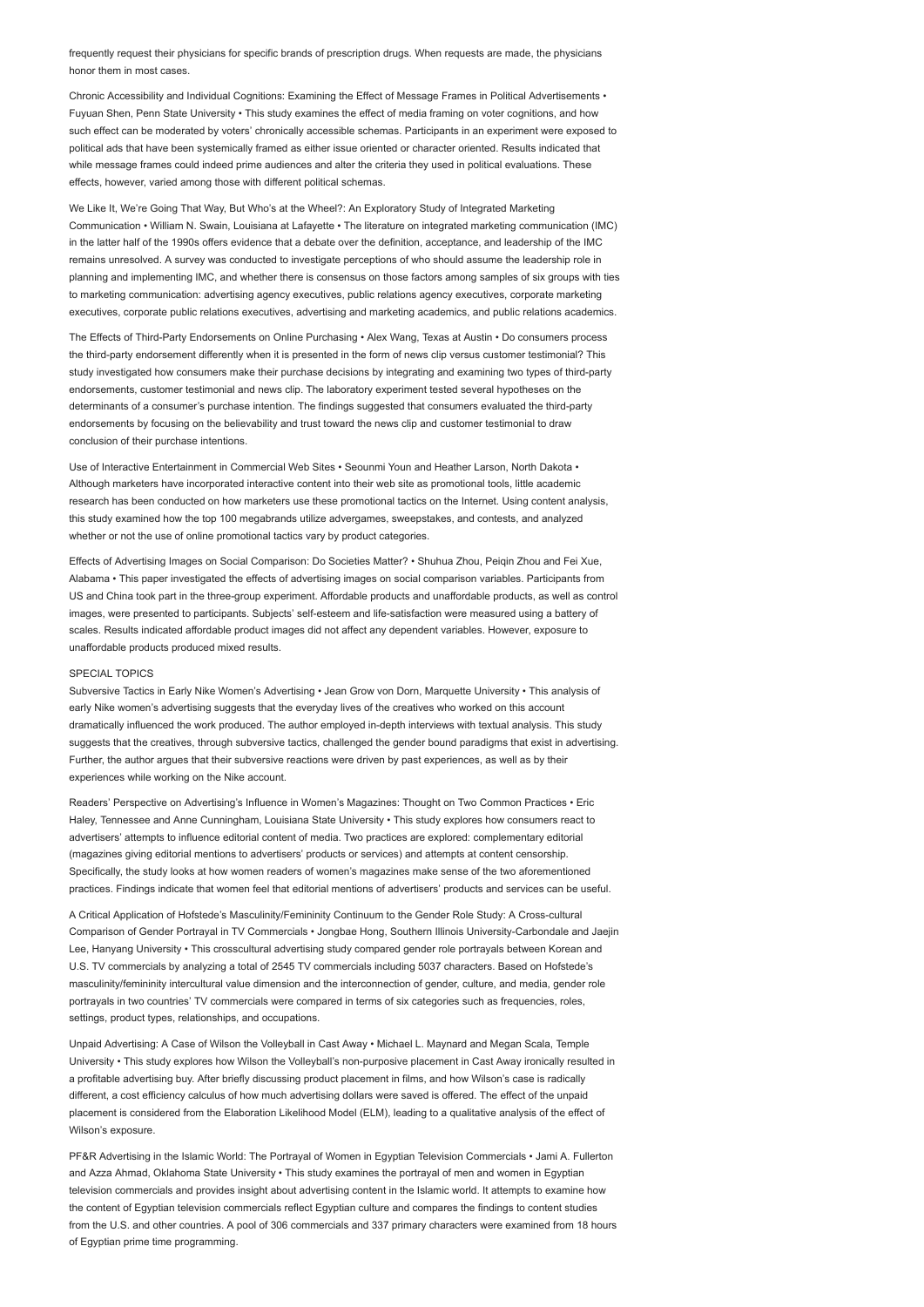frequently request their physicians for specific brands of prescription drugs. When requests are made, the physicians honor them in most cases.

Chronic Accessibility and Individual Cognitions: Examining the Effect of Message Frames in Political Advertisements • Fuyuan Shen, Penn State University • This study examines the effect of media framing on voter cognitions, and how such effect can be moderated by voters' chronically accessible schemas. Participants in an experiment were exposed to political ads that have been systemically framed as either issue oriented or character oriented. Results indicated that while message frames could indeed prime audiences and alter the criteria they used in political evaluations. These effects, however, varied among those with different political schemas.

We Like It, We're Going That Way, But Who's at the Wheel?: An Exploratory Study of Integrated Marketing Communication • William N. Swain, Louisiana at Lafayette • The literature on integrated marketing communication (IMC) in the latter half of the 1990s offers evidence that a debate over the definition, acceptance, and leadership of the IMC remains unresolved. A survey was conducted to investigate perceptions of who should assume the leadership role in planning and implementing IMC, and whether there is consensus on those factors among samples of six groups with ties to marketing communication: advertising agency executives, public relations agency executives, corporate marketing executives, corporate public relations executives, advertising and marketing academics, and public relations academics.

The Effects of Third-Party Endorsements on Online Purchasing • Alex Wang, Texas at Austin • Do consumers process the third-party endorsement differently when it is presented in the form of news clip versus customer testimonial? This study investigated how consumers make their purchase decisions by integrating and examining two types of third-party endorsements, customer testimonial and news clip. The laboratory experiment tested several hypotheses on the determinants of a consumer's purchase intention. The findings suggested that consumers evaluated the third-party endorsements by focusing on the believability and trust toward the news clip and customer testimonial to draw conclusion of their purchase intentions.

Use of Interactive Entertainment in Commercial Web Sites • Seounmi Youn and Heather Larson, North Dakota • Although marketers have incorporated interactive content into their web site as promotional tools, little academic research has been conducted on how marketers use these promotional tactics on the Internet. Using content analysis, this study examined how the top 100 megabrands utilize advergames, sweepstakes, and contests, and analyzed whether or not the use of online promotional tactics vary by product categories.

Effects of Advertising Images on Social Comparison: Do Societies Matter? • Shuhua Zhou, Peiqin Zhou and Fei Xue, Alabama • This paper investigated the effects of advertising images on social comparison variables. Participants from US and China took part in the three-group experiment. Affordable products and unaffordable products, as well as control images, were presented to participants. Subjects' self-esteem and life-satisfaction were measured using a battery of scales. Results indicated affordable product images did not affect any dependent variables. However, exposure to unaffordable products produced mixed results.

## SPECIAL TOPICS

Subversive Tactics in Early Nike Women's Advertising • Jean Grow von Dorn, Marquette University • This analysis of early Nike women's advertising suggests that the everyday lives of the creatives who worked on this account dramatically influenced the work produced. The author employed in-depth interviews with textual analysis. This study suggests that the creatives, through subversive tactics, challenged the gender bound paradigms that exist in advertising. Further, the author argues that their subversive reactions were driven by past experiences, as well as by their experiences while working on the Nike account.

Readers' Perspective on Advertising's Influence in Women's Magazines: Thought on Two Common Practices • Eric Haley, Tennessee and Anne Cunningham, Louisiana State University • This study explores how consumers react to advertisers' attempts to influence editorial content of media. Two practices are explored: complementary editorial (magazines giving editorial mentions to advertisers' products or services) and attempts at content censorship. Specifically, the study looks at how women readers of women's magazines make sense of the two aforementioned practices. Findings indicate that women feel that editorial mentions of advertisers' products and services can be useful.

A Critical Application of Hofstede's Masculinity/Femininity Continuum to the Gender Role Study: A Cross-cultural Comparison of Gender Portrayal in TV Commercials • Jongbae Hong, Southern Illinois University-Carbondale and Jaejin Lee, Hanyang University • This crosscultural advertising study compared gender role portrayals between Korean and U.S. TV commercials by analyzing a total of 2545 TV commercials including 5037 characters. Based on Hofstede's masculinity/femininity intercultural value dimension and the interconnection of gender, culture, and media, gender role portrayals in two countries' TV commercials were compared in terms of six categories such as frequencies, roles, settings, product types, relationships, and occupations.

Unpaid Advertising: A Case of Wilson the Volleyball in Cast Away • Michael L. Maynard and Megan Scala, Temple University • This study explores how Wilson the Volleyball's non-purposive placement in Cast Away ironically resulted in a profitable advertising buy. After briefly discussing product placement in films, and how Wilson's case is radically different, a cost efficiency calculus of how much advertising dollars were saved is offered. The effect of the unpaid placement is considered from the Elaboration Likelihood Model (ELM), leading to a qualitative analysis of the effect of Wilson's exposure.

PF&R Advertising in the Islamic World: The Portrayal of Women in Egyptian Television Commercials • Jami A. Fullerton and Azza Ahmad, Oklahoma State University • This study examines the portrayal of men and women in Egyptian television commercials and provides insight about advertising content in the Islamic world. It attempts to examine how the content of Egyptian television commercials reflect Egyptian culture and compares the findings to content studies from the U.S. and other countries. A pool of 306 commercials and 337 primary characters were examined from 18 hours of Egyptian prime time programming.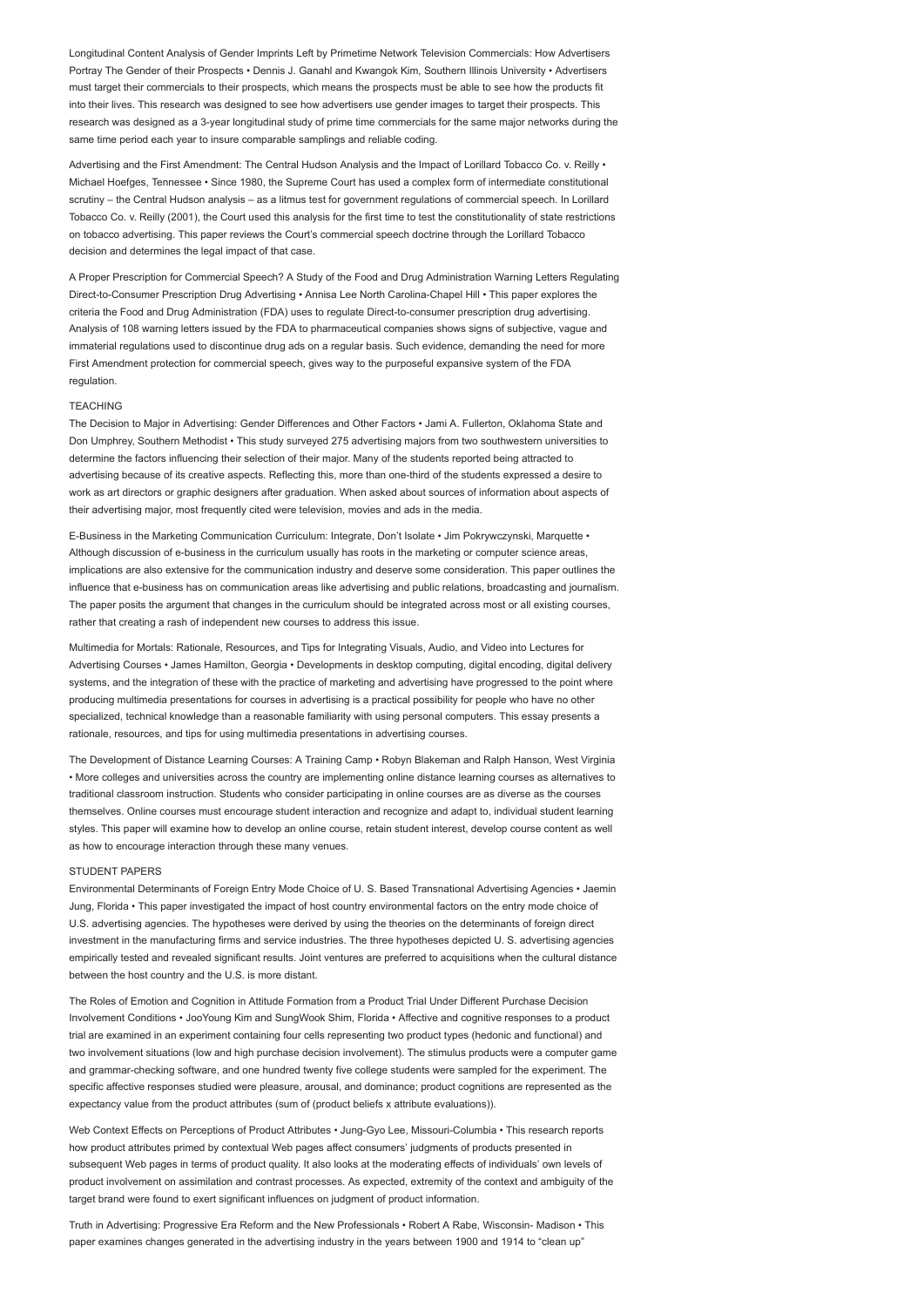Longitudinal Content Analysis of Gender Imprints Left by Primetime Network Television Commercials: How Advertisers Portray The Gender of their Prospects • Dennis J. Ganahl and Kwangok Kim, Southern Illinois University • Advertisers must target their commercials to their prospects, which means the prospects must be able to see how the products fit into their lives. This research was designed to see how advertisers use gender images to target their prospects. This research was designed as a 3-year longitudinal study of prime time commercials for the same major networks during the same time period each year to insure comparable samplings and reliable coding.

Advertising and the First Amendment: The Central Hudson Analysis and the Impact of Lorillard Tobacco Co. v. Reilly • Michael Hoefges, Tennessee • Since 1980, the Supreme Court has used a complex form of intermediate constitutional scrutiny – the Central Hudson analysis – as a litmus test for government regulations of commercial speech. In Lorillard Tobacco Co. v. Reilly (2001), the Court used this analysis for the first time to test the constitutionality of state restrictions on tobacco advertising. This paper reviews the Court's commercial speech doctrine through the Lorillard Tobacco decision and determines the legal impact of that case.

A Proper Prescription for Commercial Speech? A Study of the Food and Drug Administration Warning Letters Regulating Direct-to-Consumer Prescription Drug Advertising • Annisa Lee North Carolina-Chapel Hill • This paper explores the criteria the Food and Drug Administration (FDA) uses to regulate Direct-to-consumer prescription drug advertising. Analysis of 108 warning letters issued by the FDA to pharmaceutical companies shows signs of subjective, vague and immaterial regulations used to discontinue drug ads on a regular basis. Such evidence, demanding the need for more First Amendment protection for commercial speech, gives way to the purposeful expansive system of the FDA regulation.

TEACHING

The Decision to Major in Advertising: Gender Differences and Other Factors • Jami A. Fullerton, Oklahoma State and Don Umphrey, Southern Methodist • This study surveyed 275 advertising majors from two southwestern universities to determine the factors influencing their selection of their major. Many of the students reported being attracted to advertising because of its creative aspects. Reflecting this, more than one-third of the students expressed a desire to work as art directors or graphic designers after graduation. When asked about sources of information about aspects of their advertising major, most frequently cited were television, movies and ads in the media.

E-Business in the Marketing Communication Curriculum: Integrate, Don't Isolate • Jim Pokrywczynski, Marquette • Although discussion of e-business in the curriculum usually has roots in the marketing or computer science areas, implications are also extensive for the communication industry and deserve some consideration. This paper outlines the influence that e-business has on communication areas like advertising and public relations, broadcasting and journalism. The paper posits the argument that changes in the curriculum should be integrated across most or all existing courses, rather that creating a rash of independent new courses to address this issue.

Multimedia for Mortals: Rationale, Resources, and Tips for Integrating Visuals, Audio, and Video into Lectures for Advertising Courses • James Hamilton, Georgia • Developments in desktop computing, digital encoding, digital delivery systems, and the integration of these with the practice of marketing and advertising have progressed to the point where producing multimedia presentations for courses in advertising is a practical possibility for people who have no other specialized, technical knowledge than a reasonable familiarity with using personal computers. This essay presents a rationale, resources, and tips for using multimedia presentations in advertising courses.

The Development of Distance Learning Courses: A Training Camp • Robyn Blakeman and Ralph Hanson, West Virginia • More colleges and universities across the country are implementing online distance learning courses as alternatives to traditional classroom instruction. Students who consider participating in online courses are as diverse as the courses themselves. Online courses must encourage student interaction and recognize and adapt to, individual student learning styles. This paper will examine how to develop an online course, retain student interest, develop course content as well as how to encourage interaction through these many venues.

STUDENT PAPERS

Environmental Determinants of Foreign Entry Mode Choice of U. S. Based Transnational Advertising Agencies • Jaemin Jung, Florida • This paper investigated the impact of host country environmental factors on the entry mode choice of U.S. advertising agencies. The hypotheses were derived by using the theories on the determinants of foreign direct investment in the manufacturing firms and service industries. The three hypotheses depicted U. S. advertising agencies empirically tested and revealed significant results. Joint ventures are preferred to acquisitions when the cultural distance between the host country and the U.S. is more distant.

The Roles of Emotion and Cognition in Attitude Formation from a Product Trial Under Different Purchase Decision Involvement Conditions • JooYoung Kim and SungWook Shim, Florida • Affective and cognitive responses to a product trial are examined in an experiment containing four cells representing two product types (hedonic and functional) and two involvement situations (low and high purchase decision involvement). The stimulus products were a computer game and grammar-checking software, and one hundred twenty five college students were sampled for the experiment. The specific affective responses studied were pleasure, arousal, and dominance; product cognitions are represented as the expectancy value from the product attributes (sum of (product beliefs x attribute evaluations)).

Web Context Effects on Perceptions of Product Attributes • Jung-Gyo Lee, Missouri-Columbia • This research reports how product attributes primed by contextual Web pages affect consumers' judgments of products presented in subsequent Web pages in terms of product quality. It also looks at the moderating effects of individuals' own levels of product involvement on assimilation and contrast processes. As expected, extremity of the context and ambiguity of the target brand were found to exert significant influences on judgment of product information.

Truth in Advertising: Progressive Era Reform and the New Professionals • Robert A Rabe, Wisconsin- Madison • This paper examines changes generated in the advertising industry in the years between 1900 and 1914 to "clean up"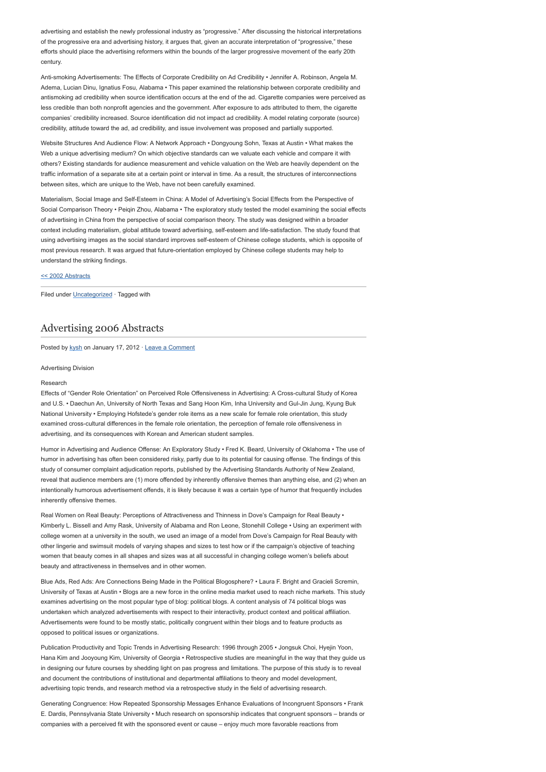advertising and establish the newly professional industry as "progressive." After discussing the historical interpretations of the progressive era and advertising history, it argues that, given an accurate interpretation of "progressive," these efforts should place the advertising reformers within the bounds of the larger progressive movement of the early 20th century.

Anti-smoking Advertisements: The Effects of Corporate Credibility on Ad Credibility • Jennifer A. Robinson, Angela M. Adema, Lucian Dinu, Ignatius Fosu, Alabama • This paper examined the relationship between corporate credibility and antismoking ad credibility when source identification occurs at the end of the ad. Cigarette companies were perceived as less credible than both nonprofit agencies and the government. After exposure to ads attributed to them, the cigarette companies' credibility increased. Source identification did not impact ad credibility. A model relating corporate (source) credibility, attitude toward the ad, ad credibility, and issue involvement was proposed and partially supported.

Website Structures And Audience Flow: A Network Approach • Dongyoung Sohn, Texas at Austin • What makes the Web a unique advertising medium? On which objective standards can we valuate each vehicle and compare it with others? Existing standards for audience measurement and vehicle valuation on the Web are heavily dependent on the traffic information of a separate site at a certain point or interval in time. As a result, the structures of interconnections between sites, which are unique to the Web, have not been carefully examined.

Materialism, Social Image and Self-Esteem in China: A Model of Advertising's Social Effects from the Perspective of Social Comparison Theory • Peiqin Zhou, Alabama • The exploratory study tested the model examining the social effects of advertising in China from the perspective of social comparison theory. The study was designed within a broader context including materialism, global attitude toward advertising, self-esteem and life-satisfaction. The study found that using advertising images as the social standard improves self-esteem of Chinese college students, which is opposite of most previous research. It was argued that future-orientation employed by Chinese college students may help to understand the striking findings.

<< 2002 Abstracts

Filed under Uncategorized · Tagged with

## Advertising 2006 Abstracts

Posted by kysh on January 17, 2012 · Leave a Comment

Advertising Division

Research

Effects of "Gender Role Orientation" on Perceived Role Offensiveness in Advertising: A Cross-cultural Study of Korea and U.S. • Daechun An, University of North Texas and Sang Hoon Kim, Inha University and Gul-Jin Jung, Kyung Buk National University • Employing Hofstede's gender role items as a new scale for female role orientation, this study examined cross-cultural differences in the female role orientation, the perception of female role offensiveness in advertising, and its consequences with Korean and American student samples.

Humor in Advertising and Audience Offense: An Exploratory Study • Fred K. Beard, University of Oklahoma • The use of humor in advertising has often been considered risky, partly due to its potential for causing offense. The findings of this study of consumer complaint adjudication reports, published by the Advertising Standards Authority of New Zealand, reveal that audience members are (1) more offended by inherently offensive themes than anything else, and (2) when an intentionally humorous advertisement offends, it is likely because it was a certain type of humor that frequently includes inherently offensive themes.

Real Women on Real Beauty: Perceptions of Attractiveness and Thinness in Dove's Campaign for Real Beauty • Kimberly L. Bissell and Amy Rask, University of Alabama and Ron Leone, Stonehill College • Using an experiment with college women at a university in the south, we used an image of a model from Dove's Campaign for Real Beauty with other lingerie and swimsuit models of varying shapes and sizes to test how or if the campaign's objective of teaching women that beauty comes in all shapes and sizes was at all successful in changing college women's beliefs about beauty and attractiveness in themselves and in other women.

Blue Ads, Red Ads: Are Connections Being Made in the Political Blogosphere? • Laura F. Bright and Gracieli Scremin, University of Texas at Austin • Blogs are a new force in the online media market used to reach niche markets. This study examines advertising on the most popular type of blog: political blogs. A content analysis of 74 political blogs was undertaken which analyzed advertisements with respect to their interactivity, product context and political affiliation. Advertisements were found to be mostly static, politically congruent within their blogs and to feature products as opposed to political issues or organizations.

Publication Productivity and Topic Trends in Advertising Research: 1996 through 2005 • Jongsuk Choi, Hyejin Yoon, Hana Kim and Jooyoung Kim, University of Georgia • Retrospective studies are meaningful in the way that they guide us in designing our future courses by shedding light on pas progress and limitations. The purpose of this study is to reveal and document the contributions of institutional and departmental affiliations to theory and model development, advertising topic trends, and research method via a retrospective study in the field of advertising research.

Generating Congruence: How Repeated Sponsorship Messages Enhance Evaluations of Incongruent Sponsors • Frank E. Dardis, Pennsylvania State University • Much research on sponsorship indicates that congruent sponsors – brands or companies with a perceived fit with the sponsored event or cause – enjoy much more favorable reactions from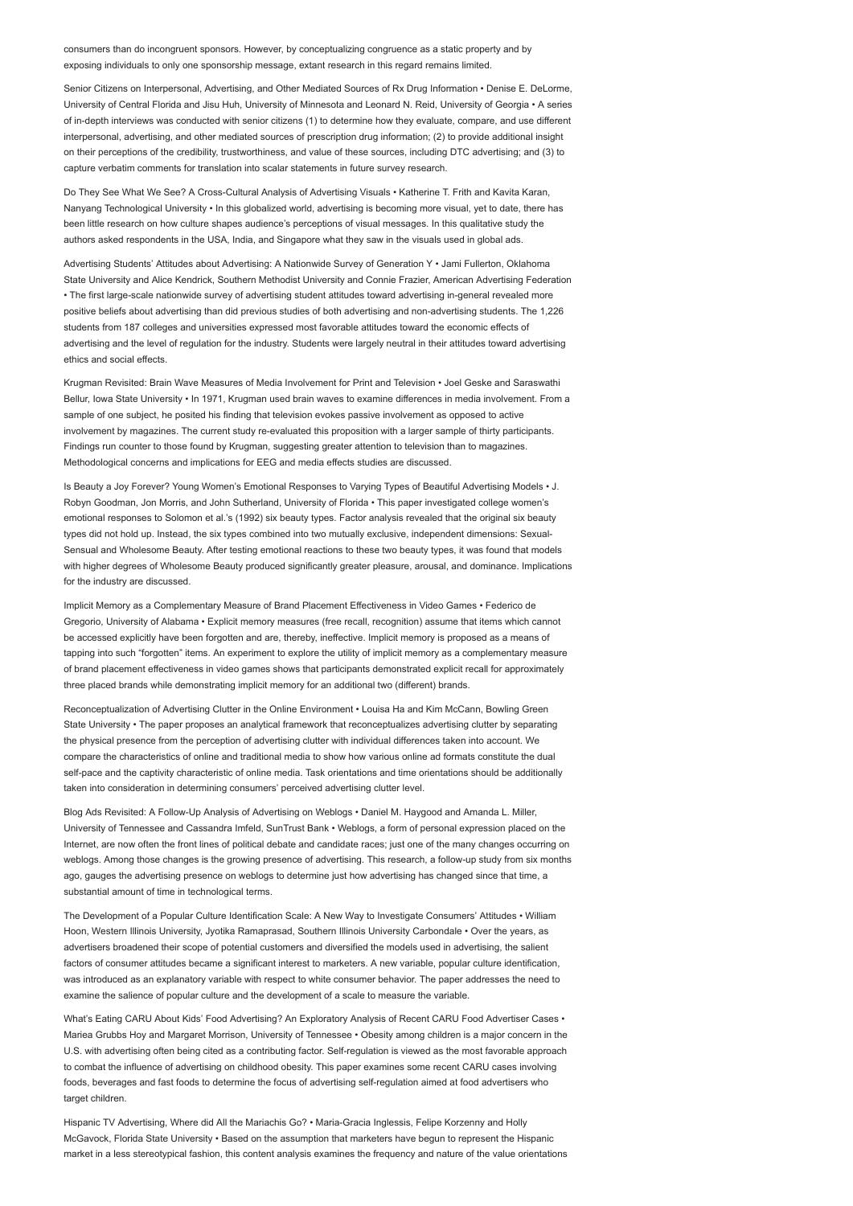consumers than do incongruent sponsors. However, by conceptualizing congruence as a static property and by exposing individuals to only one sponsorship message, extant research in this regard remains limited.

Senior Citizens on Interpersonal, Advertising, and Other Mediated Sources of Rx Drug Information • Denise E. DeLorme, University of Central Florida and Jisu Huh, University of Minnesota and Leonard N. Reid, University of Georgia • A series of in-depth interviews was conducted with senior citizens (1) to determine how they evaluate, compare, and use different interpersonal, advertising, and other mediated sources of prescription drug information; (2) to provide additional insight on their perceptions of the credibility, trustworthiness, and value of these sources, including DTC advertising; and (3) to capture verbatim comments for translation into scalar statements in future survey research.

Do They See What We See? A Cross-Cultural Analysis of Advertising Visuals • Katherine T. Frith and Kavita Karan, Nanyang Technological University • In this globalized world, advertising is becoming more visual, yet to date, there has been little research on how culture shapes audience's perceptions of visual messages. In this qualitative study the authors asked respondents in the USA, India, and Singapore what they saw in the visuals used in global ads.

Advertising Students' Attitudes about Advertising: A Nationwide Survey of Generation Y • Jami Fullerton, Oklahoma State University and Alice Kendrick, Southern Methodist University and Connie Frazier, American Advertising Federation • The first large-scale nationwide survey of advertising student attitudes toward advertising in-general revealed more positive beliefs about advertising than did previous studies of both advertising and non-advertising students. The 1,226 students from 187 colleges and universities expressed most favorable attitudes toward the economic effects of advertising and the level of regulation for the industry. Students were largely neutral in their attitudes toward advertising ethics and social effects.

Krugman Revisited: Brain Wave Measures of Media Involvement for Print and Television • Joel Geske and Saraswathi Bellur, Iowa State University • In 1971, Krugman used brain waves to examine differences in media involvement. From a sample of one subject, he posited his finding that television evokes passive involvement as opposed to active involvement by magazines. The current study re-evaluated this proposition with a larger sample of thirty participants. Findings run counter to those found by Krugman, suggesting greater attention to television than to magazines. Methodological concerns and implications for EEG and media effects studies are discussed.

Is Beauty a Joy Forever? Young Women's Emotional Responses to Varying Types of Beautiful Advertising Models • J. Robyn Goodman, Jon Morris, and John Sutherland, University of Florida • This paper investigated college women's emotional responses to Solomon et al.'s (1992) six beauty types. Factor analysis revealed that the original six beauty types did not hold up. Instead, the six types combined into two mutually exclusive, independent dimensions: Sexual-Sensual and Wholesome Beauty. After testing emotional reactions to these two beauty types, it was found that models with higher degrees of Wholesome Beauty produced significantly greater pleasure, arousal, and dominance. Implications for the industry are discussed.

Implicit Memory as a Complementary Measure of Brand Placement Effectiveness in Video Games • Federico de Gregorio, University of Alabama • Explicit memory measures (free recall, recognition) assume that items which cannot be accessed explicitly have been forgotten and are, thereby, ineffective. Implicit memory is proposed as a means of tapping into such "forgotten" items. An experiment to explore the utility of implicit memory as a complementary measure of brand placement effectiveness in video games shows that participants demonstrated explicit recall for approximately three placed brands while demonstrating implicit memory for an additional two (different) brands.

Reconceptualization of Advertising Clutter in the Online Environment • Louisa Ha and Kim McCann, Bowling Green State University • The paper proposes an analytical framework that reconceptualizes advertising clutter by separating the physical presence from the perception of advertising clutter with individual differences taken into account. We compare the characteristics of online and traditional media to show how various online ad formats constitute the dual self-pace and the captivity characteristic of online media. Task orientations and time orientations should be additionally taken into consideration in determining consumers' perceived advertising clutter level.

Blog Ads Revisited: A Follow-Up Analysis of Advertising on Weblogs • Daniel M. Haygood and Amanda L. Miller, University of Tennessee and Cassandra Imfeld, SunTrust Bank • Weblogs, a form of personal expression placed on the Internet, are now often the front lines of political debate and candidate races; just one of the many changes occurring on weblogs. Among those changes is the growing presence of advertising. This research, a follow-up study from six months ago, gauges the advertising presence on weblogs to determine just how advertising has changed since that time, a substantial amount of time in technological terms.

The Development of a Popular Culture Identification Scale: A New Way to Investigate Consumers' Attitudes • William Hoon, Western Illinois University, Jyotika Ramaprasad, Southern Illinois University Carbondale • Over the years, as advertisers broadened their scope of potential customers and diversified the models used in advertising, the salient factors of consumer attitudes became a significant interest to marketers. A new variable, popular culture identification, was introduced as an explanatory variable with respect to white consumer behavior. The paper addresses the need to examine the salience of popular culture and the development of a scale to measure the variable.

What's Eating CARU About Kids' Food Advertising? An Exploratory Analysis of Recent CARU Food Advertiser Cases • Mariea Grubbs Hoy and Margaret Morrison, University of Tennessee • Obesity among children is a major concern in the U.S. with advertising often being cited as a contributing factor. Self-regulation is viewed as the most favorable approach to combat the influence of advertising on childhood obesity. This paper examines some recent CARU cases involving foods, beverages and fast foods to determine the focus of advertising self-regulation aimed at food advertisers who target children.

Hispanic TV Advertising, Where did All the Mariachis Go? • Maria-Gracia Inglessis, Felipe Korzenny and Holly McGavock, Florida State University • Based on the assumption that marketers have begun to represent the Hispanic market in a less stereotypical fashion, this content analysis examines the frequency and nature of the value orientations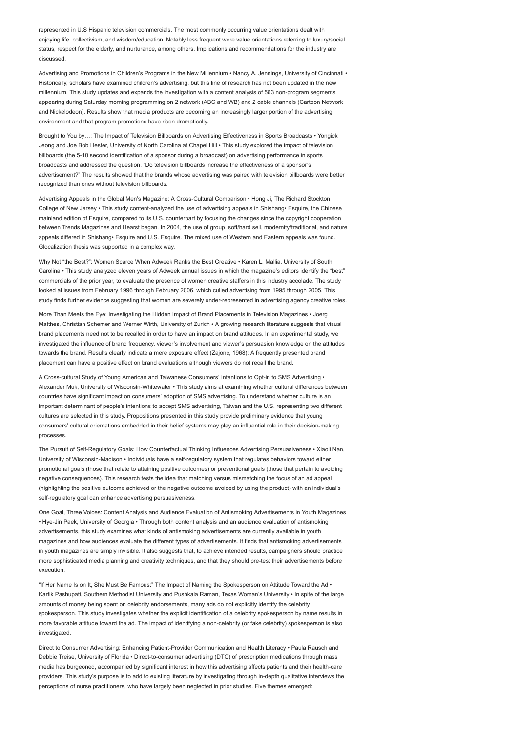represented in U.S Hispanic television commercials. The most commonly occurring value orientations dealt with enjoying life, collectivism, and wisdom/education. Notably less frequent were value orientations referring to luxury/social status, respect for the elderly, and nurturance, among others. Implications and recommendations for the industry are discussed.

Advertising and Promotions in Children's Programs in the New Millennium • Nancy A. Jennings, University of Cincinnati • Historically, scholars have examined children's advertising, but this line of research has not been updated in the new millennium. This study updates and expands the investigation with a content analysis of 563 non-program segments appearing during Saturday morning programming on 2 network (ABC and WB) and 2 cable channels (Cartoon Network and Nickelodeon). Results show that media products are becoming an increasingly larger portion of the advertising environment and that program promotions have risen dramatically.

Brought to You by…: The Impact of Television Billboards on Advertising Effectiveness in Sports Broadcasts • Yongick Jeong and Joe Bob Hester, University of North Carolina at Chapel Hill • This study explored the impact of television billboards (the 5-10 second identification of a sponsor during a broadcast) on advertising performance in sports broadcasts and addressed the question, "Do television billboards increase the effectiveness of a sponsor's advertisement?" The results showed that the brands whose advertising was paired with television billboards were better recognized than ones without television billboards.

Advertising Appeals in the Global Men's Magazine: A Cross-Cultural Comparison • Hong Ji, The Richard Stockton College of New Jersey • This study content-analyzed the use of advertising appeals in Shishang• Esquire, the Chinese mainland edition of Esquire, compared to its U.S. counterpart by focusing the changes since the copyright cooperation between Trends Magazines and Hearst began. In 2004, the use of group, soft/hard sell, modernity/traditional, and nature appeals differed in Shishang• Esquire and U.S. Esquire. The mixed use of Western and Eastern appeals was found. Glocalization thesis was supported in a complex way.

Why Not "the Best?": Women Scarce When Adweek Ranks the Best Creative • Karen L. Mallia, University of South Carolina • This study analyzed eleven years of Adweek annual issues in which the magazine's editors identify the "best" commercials of the prior year, to evaluate the presence of women creative staffers in this industry accolade. The study looked at issues from February 1996 through February 2006, which culled advertising from 1995 through 2005. This study finds further evidence suggesting that women are severely under-represented in advertising agency creative roles.

More Than Meets the Eye: Investigating the Hidden Impact of Brand Placements in Television Magazines • Joerg Matthes, Christian Schemer and Werner Wirth, University of Zurich • A growing research literature suggests that visual brand placements need not to be recalled in order to have an impact on brand attitudes. In an experimental study, we investigated the influence of brand frequency, viewer's involvement and viewer's persuasion knowledge on the attitudes towards the brand. Results clearly indicate a mere exposure effect (Zajonc, 1968): A frequently presented brand placement can have a positive effect on brand evaluations although viewers do not recall the brand.

A Cross-cultural Study of Young American and Taiwanese Consumers' Intentions to Opt-in to SMS Advertising • Alexander Muk, University of Wisconsin-Whitewater • This study aims at examining whether cultural differences between countries have significant impact on consumers' adoption of SMS advertising. To understand whether culture is an important determinant of people's intentions to accept SMS advertising, Taiwan and the U.S. representing two different cultures are selected in this study. Propositions presented in this study provide preliminary evidence that young consumers' cultural orientations embedded in their belief systems may play an influential role in their decision-making processes.

The Pursuit of Self-Regulatory Goals: How Counterfactual Thinking Influences Advertising Persuasiveness • Xiaoli Nan, University of Wisconsin-Madison • Individuals have a self-regulatory system that regulates behaviors toward either promotional goals (those that relate to attaining positive outcomes) or preventional goals (those that pertain to avoiding negative consequences). This research tests the idea that matching versus mismatching the focus of an ad appeal (highlighting the positive outcome achieved or the negative outcome avoided by using the product) with an individual's self-regulatory goal can enhance advertising persuasiveness.

One Goal, Three Voices: Content Analysis and Audience Evaluation of Antismoking Advertisements in Youth Magazines • Hye-Jin Paek, University of Georgia • Through both content analysis and an audience evaluation of antismoking advertisements, this study examines what kinds of antismoking advertisements are currently available in youth magazines and how audiences evaluate the different types of advertisements. It finds that antismoking advertisements in youth magazines are simply invisible. It also suggests that, to achieve intended results, campaigners should practice more sophisticated media planning and creativity techniques, and that they should pre-test their advertisements before execution.

"If Her Name Is on It, She Must Be Famous:" The Impact of Naming the Spokesperson on Attitude Toward the Ad • Kartik Pashupati, Southern Methodist University and Pushkala Raman, Texas Woman's University • In spite of the large amounts of money being spent on celebrity endorsements, many ads do not explicitly identify the celebrity spokesperson. This study investigates whether the explicit identification of a celebrity spokesperson by name results in more favorable attitude toward the ad. The impact of identifying a non-celebrity (or fake celebrity) spokesperson is also investigated.

Direct to Consumer Advertising: Enhancing Patient-Provider Communication and Health Literacy • Paula Rausch and Debbie Treise, University of Florida • Direct-to-consumer advertising (DTC) of prescription medications through mass media has burgeoned, accompanied by significant interest in how this advertising affects patients and their health-care providers. This study's purpose is to add to existing literature by investigating through in-depth qualitative interviews the perceptions of nurse practitioners, who have largely been neglected in prior studies. Five themes emerged: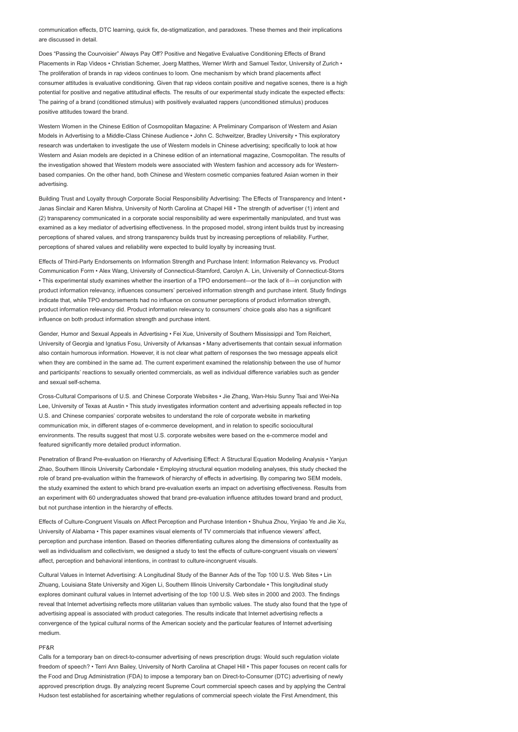communication effects, DTC learning, quick fix, de-stigmatization, and paradoxes. These themes and their implications are discussed in detail.

Does "Passing the Courvoisier" Always Pay Off? Positive and Negative Evaluative Conditioning Effects of Brand Placements in Rap Videos • Christian Schemer, Joerg Matthes, Werner Wirth and Samuel Textor, University of Zurich • The proliferation of brands in rap videos continues to loom. One mechanism by which brand placements affect consumer attitudes is evaluative conditioning. Given that rap videos contain positive and negative scenes, there is a high potential for positive and negative attitudinal effects. The results of our experimental study indicate the expected effects: The pairing of a brand (conditioned stimulus) with positively evaluated rappers (unconditioned stimulus) produces positive attitudes toward the brand.

Western Women in the Chinese Edition of Cosmopolitan Magazine: A Preliminary Comparison of Western and Asian Models in Advertising to a Middle-Class Chinese Audience • John C. Schweitzer, Bradley University • This exploratory research was undertaken to investigate the use of Western models in Chinese advertising; specifically to look at how Western and Asian models are depicted in a Chinese edition of an international magazine, Cosmopolitan. The results of the investigation showed that Western models were associated with Western fashion and accessory ads for Western-based companies. On the other hand, both Chinese and Western cosmetic companies featured Asian women in their advertising.

Building Trust and Loyalty through Corporate Social Responsibility Advertising: The Effects of Transparency and Intent • Janas Sinclair and Karen Mishra, University of North Carolina at Chapel Hill • The strength of advertiser (1) intent and (2) transparency communicated in a corporate social responsibility ad were experimentally manipulated, and trust was examined as a key mediator of advertising effectiveness. In the proposed model, strong intent builds trust by increasing perceptions of shared values, and strong transparency builds trust by increasing perceptions of reliability. Further, perceptions of shared values and reliability were expected to build loyalty by increasing trust.

Effects of Third-Party Endorsements on Information Strength and Purchase Intent: Information Relevancy vs. Product Communication Form • Alex Wang, University of Connecticut-Stamford, Carolyn A. Lin, University of Connecticut-Storrs • This experimental study examines whether the insertion of a TPO endorsement—or the lack of it—in conjunction with product information relevancy, influences consumers' perceived information strength and purchase intent. Study findings indicate that, while TPO endorsements had no influence on consumer perceptions of product information strength, product information relevancy did. Product information relevancy to consumers' choice goals also has a significant influence on both product information strength and purchase intent.

Gender, Humor and Sexual Appeals in Advertising • Fei Xue, University of Southern Mississippi and Tom Reichert, University of Georgia and Ignatius Fosu, University of Arkansas • Many advertisements that contain sexual information also contain humorous information. However, it is not clear what pattern of responses the two message appeals elicit when they are combined in the same ad. The current experiment examined the relationship between the use of humor and participants' reactions to sexually oriented commercials, as well as individual difference variables such as gender and sexual self-schema.

Cross-Cultural Comparisons of U.S. and Chinese Corporate Websites • Jie Zhang, Wan-Hsiu Sunny Tsai and Wei-Na Lee, University of Texas at Austin • This study investigates information content and advertising appeals reflected in top U.S. and Chinese companies' corporate websites to understand the role of corporate website in marketing communication mix, in different stages of e-commerce development, and in relation to specific sociocultural environments. The results suggest that most U.S. corporate websites were based on the e-commerce model and featured significantly more detailed product information.

Penetration of Brand Pre-evaluation on Hierarchy of Advertising Effect: A Structural Equation Modeling Analysis • Yanjun Zhao, Southern Illinois University Carbondale • Employing structural equation modeling analyses, this study checked the role of brand pre-evaluation within the framework of hierarchy of effects in advertising. By comparing two SEM models, the study examined the extent to which brand pre-evaluation exerts an impact on advertising effectiveness. Results from an experiment with 60 undergraduates showed that brand pre-evaluation influence attitudes toward brand and product, but not purchase intention in the hierarchy of effects.

Effects of Culture-Congruent Visuals on Affect Perception and Purchase Intention • Shuhua Zhou, Yinjiao Ye and Jie Xu, University of Alabama • This paper examines visual elements of TV commercials that influence viewers' affect, perception and purchase intention. Based on theories differentiating cultures along the dimensions of contextuality as well as individualism and collectivism, we designed a study to test the effects of culture-congruent visuals on viewers' affect, perception and behavioral intentions, in contrast to culture-incongruent visuals.

Cultural Values in Internet Advertising: A Longitudinal Study of the Banner Ads of the Top 100 U.S. Web Sites • Lin Zhuang, Louisiana State University and Xigen Li, Southern Illinois University Carbondale • This longitudinal study explores dominant cultural values in Internet advertising of the top 100 U.S. Web sites in 2000 and 2003. The findings reveal that Internet advertising reflects more utilitarian values than symbolic values. The study also found that the type of advertising appeal is associated with product categories. The results indicate that Internet advertising reflects a convergence of the typical cultural norms of the American society and the particular features of Internet advertising medium.

PF&R

Calls for a temporary ban on direct-to-consumer advertising of news prescription drugs: Would such regulation violate freedom of speech? • Terri Ann Bailey, University of North Carolina at Chapel Hill • This paper focuses on recent calls for the Food and Drug Administration (FDA) to impose a temporary ban on Direct-to-Consumer (DTC) advertising of newly approved prescription drugs. By analyzing recent Supreme Court commercial speech cases and by applying the Central Hudson test established for ascertaining whether regulations of commercial speech violate the First Amendment, this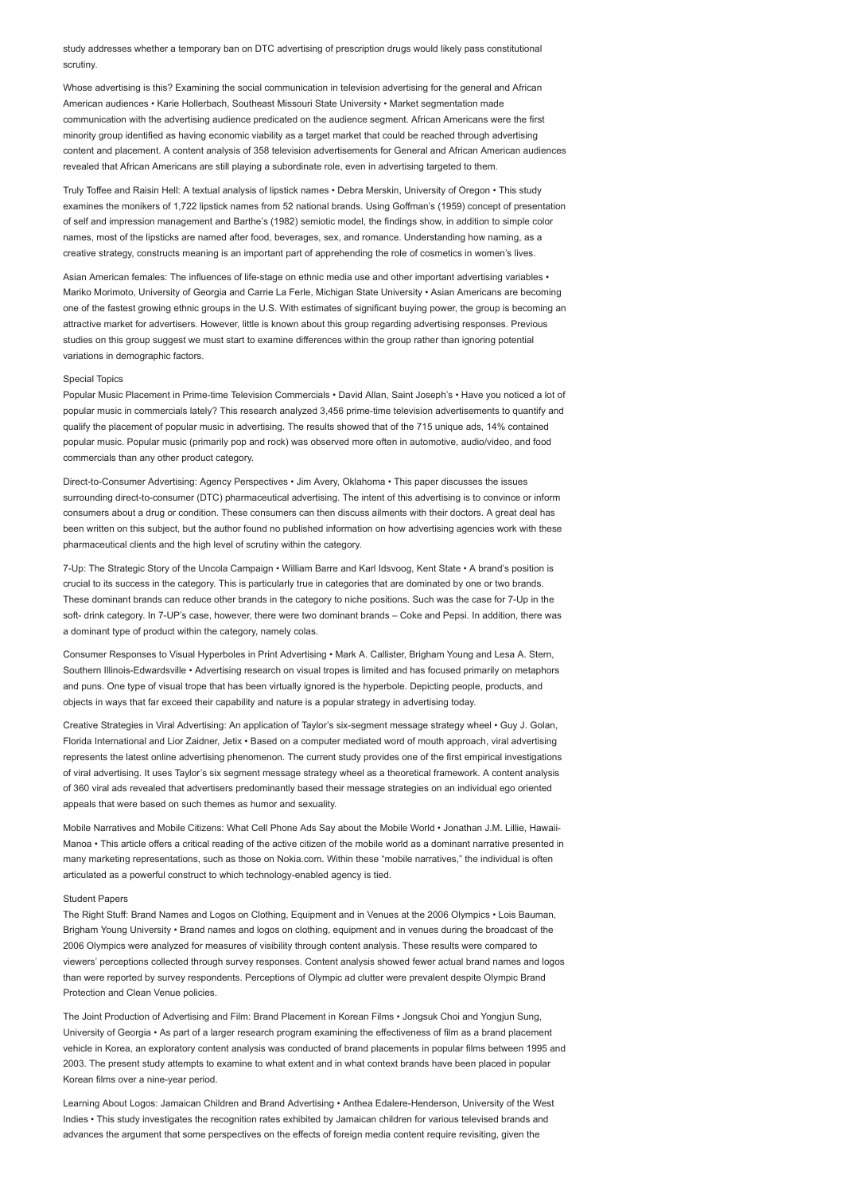study addresses whether a temporary ban on DTC advertising of prescription drugs would likely pass constitutional scrutiny.

Whose advertising is this? Examining the social communication in television advertising for the general and African American audiences • Karie Hollerbach, Southeast Missouri State University • Market segmentation made communication with the advertising audience predicated on the audience segment. African Americans were the first minority group identified as having economic viability as a target market that could be reached through advertising content and placement. A content analysis of 358 television advertisements for General and African American audiences revealed that African Americans are still playing a subordinate role, even in advertising targeted to them.

Truly Toffee and Raisin Hell: A textual analysis of lipstick names • Debra Merskin, University of Oregon • This study examines the monikers of 1,722 lipstick names from 52 national brands. Using Goffman's (1959) concept of presentation of self and impression management and Barthe's (1982) semiotic model, the findings show, in addition to simple color names, most of the lipsticks are named after food, beverages, sex, and romance. Understanding how naming, as a creative strategy, constructs meaning is an important part of apprehending the role of cosmetics in women's lives.

Asian American females: The influences of life-stage on ethnic media use and other important advertising variables • Mariko Morimoto, University of Georgia and Carrie La Ferle, Michigan State University • Asian Americans are becoming one of the fastest growing ethnic groups in the U.S. With estimates of significant buying power, the group is becoming an attractive market for advertisers. However, little is known about this group regarding advertising responses. Previous studies on this group suggest we must start to examine differences within the group rather than ignoring potential variations in demographic factors.

## Special Topics

Popular Music Placement in Prime-time Television Commercials • David Allan, Saint Joseph's • Have you noticed a lot of popular music in commercials lately? This research analyzed 3,456 prime-time television advertisements to quantify and qualify the placement of popular music in advertising. The results showed that of the 715 unique ads, 14% contained popular music. Popular music (primarily pop and rock) was observed more often in automotive, audio/video, and food commercials than any other product category.

Direct-to-Consumer Advertising: Agency Perspectives • Jim Avery, Oklahoma • This paper discusses the issues surrounding direct-to-consumer (DTC) pharmaceutical advertising. The intent of this advertising is to convince or inform consumers about a drug or condition. These consumers can then discuss ailments with their doctors. A great deal has been written on this subject, but the author found no published information on how advertising agencies work with these pharmaceutical clients and the high level of scrutiny within the category.

7-Up: The Strategic Story of the Uncola Campaign • William Barre and Karl Idsvoog, Kent State • A brand's position is crucial to its success in the category. This is particularly true in categories that are dominated by one or two brands. These dominant brands can reduce other brands in the category to niche positions. Such was the case for 7-Up in the soft- drink category. In 7-UP's case, however, there were two dominant brands – Coke and Pepsi. In addition, there was a dominant type of product within the category, namely colas.

Consumer Responses to Visual Hyperboles in Print Advertising • Mark A. Callister, Brigham Young and Lesa A. Stern, Southern Illinois-Edwardsville • Advertising research on visual tropes is limited and has focused primarily on metaphors and puns. One type of visual trope that has been virtually ignored is the hyperbole. Depicting people, products, and objects in ways that far exceed their capability and nature is a popular strategy in advertising today.

Creative Strategies in Viral Advertising: An application of Taylor's six-segment message strategy wheel • Guy J. Golan, Florida International and Lior Zaidner, Jetix • Based on a computer mediated word of mouth approach, viral advertising represents the latest online advertising phenomenon. The current study provides one of the first empirical investigations of viral advertising. It uses Taylor's six segment message strategy wheel as a theoretical framework. A content analysis of 360 viral ads revealed that advertisers predominantly based their message strategies on an individual ego oriented appeals that were based on such themes as humor and sexuality.

Mobile Narratives and Mobile Citizens: What Cell Phone Ads Say about the Mobile World • Jonathan J.M. Lillie, Hawaii-Manoa • This article offers a critical reading of the active citizen of the mobile world as a dominant narrative presented in many marketing representations, such as those on Nokia.com. Within these "mobile narratives," the individual is often articulated as a powerful construct to which technology-enabled agency is tied.

## Student Papers

The Right Stuff: Brand Names and Logos on Clothing, Equipment and in Venues at the 2006 Olympics • Lois Bauman, Brigham Young University • Brand names and logos on clothing, equipment and in venues during the broadcast of the 2006 Olympics were analyzed for measures of visibility through content analysis. These results were compared to viewers' perceptions collected through survey responses. Content analysis showed fewer actual brand names and logos than were reported by survey respondents. Perceptions of Olympic ad clutter were prevalent despite Olympic Brand Protection and Clean Venue policies.

The Joint Production of Advertising and Film: Brand Placement in Korean Films • Jongsuk Choi and Yongjun Sung, University of Georgia • As part of a larger research program examining the effectiveness of film as a brand placement vehicle in Korea, an exploratory content analysis was conducted of brand placements in popular films between 1995 and 2003. The present study attempts to examine to what extent and in what context brands have been placed in popular Korean films over a nine-year period.

Learning About Logos: Jamaican Children and Brand Advertising • Anthea Edalere-Henderson, University of the West Indies • This study investigates the recognition rates exhibited by Jamaican children for various televised brands and advances the argument that some perspectives on the effects of foreign media content require revisiting, given the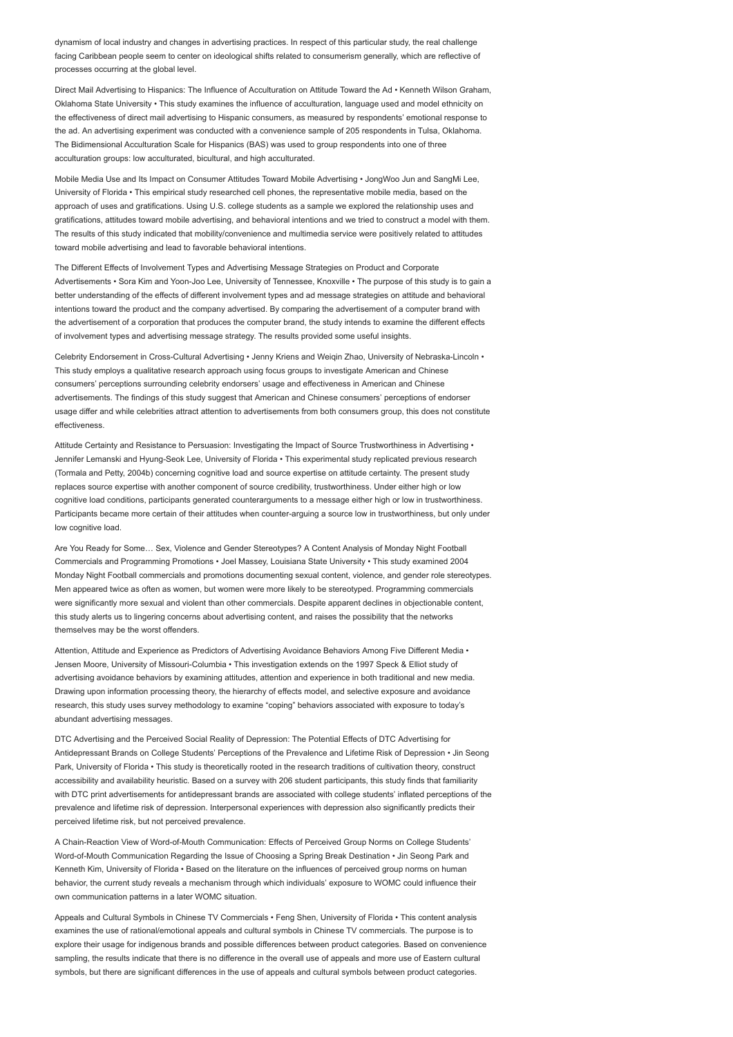dynamism of local industry and changes in advertising practices. In respect of this particular study, the real challenge facing Caribbean people seem to center on ideological shifts related to consumerism generally, which are reflective of processes occurring at the global level.

Direct Mail Advertising to Hispanics: The Influence of Acculturation on Attitude Toward the Ad • Kenneth Wilson Graham, Oklahoma State University • This study examines the influence of acculturation, language used and model ethnicity on the effectiveness of direct mail advertising to Hispanic consumers, as measured by respondents' emotional response to the ad. An advertising experiment was conducted with a convenience sample of 205 respondents in Tulsa, Oklahoma. The Bidimensional Acculturation Scale for Hispanics (BAS) was used to group respondents into one of three acculturation groups: low acculturated, bicultural, and high acculturated.

Mobile Media Use and Its Impact on Consumer Attitudes Toward Mobile Advertising • JongWoo Jun and SangMi Lee, University of Florida • This empirical study researched cell phones, the representative mobile media, based on the approach of uses and gratifications. Using U.S. college students as a sample we explored the relationship uses and gratifications, attitudes toward mobile advertising, and behavioral intentions and we tried to construct a model with them. The results of this study indicated that mobility/convenience and multimedia service were positively related to attitudes toward mobile advertising and lead to favorable behavioral intentions.

The Different Effects of Involvement Types and Advertising Message Strategies on Product and Corporate Advertisements • Sora Kim and Yoon-Joo Lee, University of Tennessee, Knoxville • The purpose of this study is to gain a better understanding of the effects of different involvement types and ad message strategies on attitude and behavioral intentions toward the product and the company advertised. By comparing the advertisement of a computer brand with the advertisement of a corporation that produces the computer brand, the study intends to examine the different effects of involvement types and advertising message strategy. The results provided some useful insights.

Celebrity Endorsement in Cross-Cultural Advertising • Jenny Kriens and Weiqin Zhao, University of Nebraska-Lincoln • This study employs a qualitative research approach using focus groups to investigate American and Chinese consumers' perceptions surrounding celebrity endorsers' usage and effectiveness in American and Chinese advertisements. The findings of this study suggest that American and Chinese consumers' perceptions of endorser usage differ and while celebrities attract attention to advertisements from both consumers group, this does not constitute effectiveness.

Attitude Certainty and Resistance to Persuasion: Investigating the Impact of Source Trustworthiness in Advertising • Jennifer Lemanski and Hyung-Seok Lee, University of Florida • This experimental study replicated previous research (Tormala and Petty, 2004b) concerning cognitive load and source expertise on attitude certainty. The present study replaces source expertise with another component of source credibility, trustworthiness. Under either high or low cognitive load conditions, participants generated counterarguments to a message either high or low in trustworthiness. Participants became more certain of their attitudes when counter-arguing a source low in trustworthiness, but only under low cognitive load.

Are You Ready for Some… Sex, Violence and Gender Stereotypes? A Content Analysis of Monday Night Football Commercials and Programming Promotions • Joel Massey, Louisiana State University • This study examined 2004 Monday Night Football commercials and promotions documenting sexual content, violence, and gender role stereotypes. Men appeared twice as often as women, but women were more likely to be stereotyped. Programming commercials were significantly more sexual and violent than other commercials. Despite apparent declines in objectionable content, this study alerts us to lingering concerns about advertising content, and raises the possibility that the networks themselves may be the worst offenders.

Attention, Attitude and Experience as Predictors of Advertising Avoidance Behaviors Among Five Different Media • Jensen Moore, University of Missouri-Columbia • This investigation extends on the 1997 Speck & Elliot study of advertising avoidance behaviors by examining attitudes, attention and experience in both traditional and new media. Drawing upon information processing theory, the hierarchy of effects model, and selective exposure and avoidance research, this study uses survey methodology to examine "coping" behaviors associated with exposure to today's abundant advertising messages.

DTC Advertising and the Perceived Social Reality of Depression: The Potential Effects of DTC Advertising for Antidepressant Brands on College Students' Perceptions of the Prevalence and Lifetime Risk of Depression • Jin Seong Park, University of Florida • This study is theoretically rooted in the research traditions of cultivation theory, construct accessibility and availability heuristic. Based on a survey with 206 student participants, this study finds that familiarity with DTC print advertisements for antidepressant brands are associated with college students' inflated perceptions of the prevalence and lifetime risk of depression. Interpersonal experiences with depression also significantly predicts their perceived lifetime risk, but not perceived prevalence.

A Chain-Reaction View of Word-of-Mouth Communication: Effects of Perceived Group Norms on College Students' Word-of-Mouth Communication Regarding the Issue of Choosing a Spring Break Destination • Jin Seong Park and Kenneth Kim, University of Florida • Based on the literature on the influences of perceived group norms on human behavior, the current study reveals a mechanism through which individuals' exposure to WOMC could influence their own communication patterns in a later WOMC situation.

Appeals and Cultural Symbols in Chinese TV Commercials • Feng Shen, University of Florida • This content analysis examines the use of rational/emotional appeals and cultural symbols in Chinese TV commercials. The purpose is to explore their usage for indigenous brands and possible differences between product categories. Based on convenience sampling, the results indicate that there is no difference in the overall use of appeals and more use of Eastern cultural symbols, but there are significant differences in the use of appeals and cultural symbols between product categories.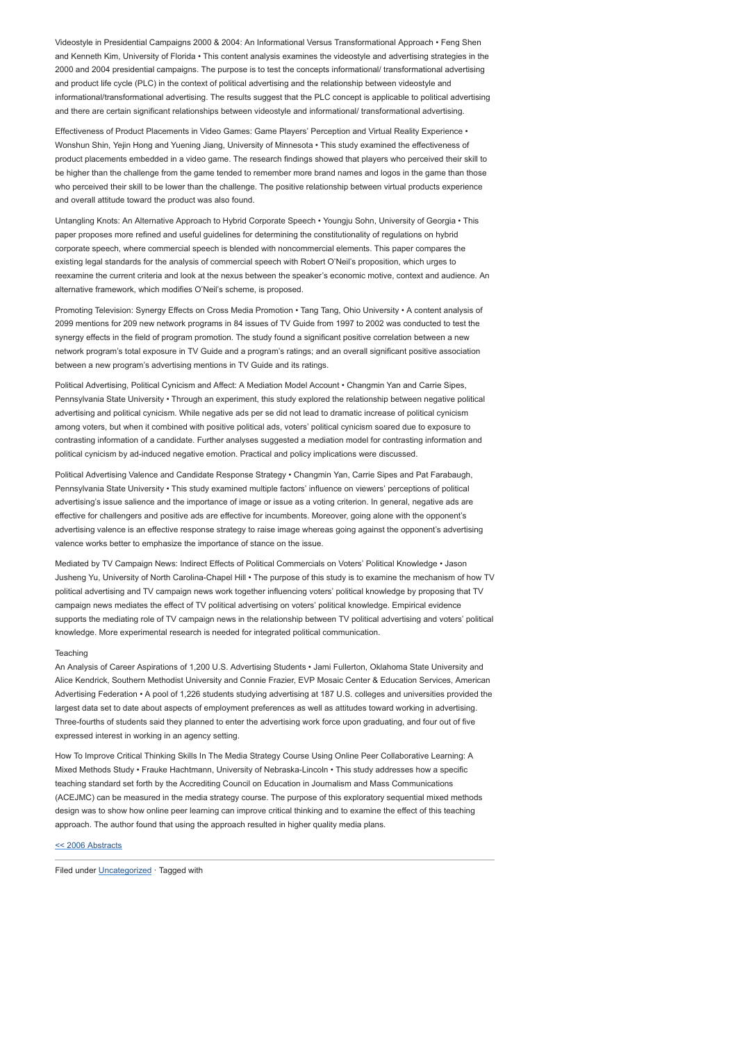Videostyle in Presidential Campaigns 2000 & 2004: An Informational Versus Transformational Approach • Feng Shen and Kenneth Kim, University of Florida • This content analysis examines the videostyle and advertising strategies in the 2000 and 2004 presidential campaigns. The purpose is to test the concepts informational/ transformational advertising and product life cycle (PLC) in the context of political advertising and the relationship between videostyle and informational/transformational advertising. The results suggest that the PLC concept is applicable to political advertising and there are certain significant relationships between videostyle and informational/ transformational advertising.

Effectiveness of Product Placements in Video Games: Game Players' Perception and Virtual Reality Experience • Wonshun Shin, Yejin Hong and Yuening Jiang, University of Minnesota • This study examined the effectiveness of product placements embedded in a video game. The research findings showed that players who perceived their skill to be higher than the challenge from the game tended to remember more brand names and logos in the game than those who perceived their skill to be lower than the challenge. The positive relationship between virtual products experience and overall attitude toward the product was also found.

Untangling Knots: An Alternative Approach to Hybrid Corporate Speech • Youngju Sohn, University of Georgia • This paper proposes more refined and useful guidelines for determining the constitutionality of regulations on hybrid corporate speech, where commercial speech is blended with noncommercial elements. This paper compares the existing legal standards for the analysis of commercial speech with Robert O'Neil's proposition, which urges to reexamine the current criteria and look at the nexus between the speaker's economic motive, context and audience. An alternative framework, which modifies O'Neil's scheme, is proposed.

Promoting Television: Synergy Effects on Cross Media Promotion • Tang Tang, Ohio University • A content analysis of 2099 mentions for 209 new network programs in 84 issues of TV Guide from 1997 to 2002 was conducted to test the synergy effects in the field of program promotion. The study found a significant positive correlation between a new network program's total exposure in TV Guide and a program's ratings; and an overall significant positive association between a new program's advertising mentions in TV Guide and its ratings.

Political Advertising, Political Cynicism and Affect: A Mediation Model Account • Changmin Yan and Carrie Sipes, Pennsylvania State University • Through an experiment, this study explored the relationship between negative political advertising and political cynicism. While negative ads per se did not lead to dramatic increase of political cynicism among voters, but when it combined with positive political ads, voters' political cynicism soared due to exposure to contrasting information of a candidate. Further analyses suggested a mediation model for contrasting information and political cynicism by ad-induced negative emotion. Practical and policy implications were discussed.

Political Advertising Valence and Candidate Response Strategy • Changmin Yan, Carrie Sipes and Pat Farabaugh, Pennsylvania State University • This study examined multiple factors' influence on viewers' perceptions of political advertising's issue salience and the importance of image or issue as a voting criterion. In general, negative ads are effective for challengers and positive ads are effective for incumbents. Moreover, going alone with the opponent's advertising valence is an effective response strategy to raise image whereas going against the opponent's advertising valence works better to emphasize the importance of stance on the issue.

Mediated by TV Campaign News: Indirect Effects of Political Commercials on Voters' Political Knowledge • Jason Jusheng Yu, University of North Carolina-Chapel Hill • The purpose of this study is to examine the mechanism of how TV political advertising and TV campaign news work together influencing voters' political knowledge by proposing that TV campaign news mediates the effect of TV political advertising on voters' political knowledge. Empirical evidence supports the mediating role of TV campaign news in the relationship between TV political advertising and voters' political knowledge. More experimental research is needed for integrated political communication.

Teaching

An Analysis of Career Aspirations of 1,200 U.S. Advertising Students • Jami Fullerton, Oklahoma State University and Alice Kendrick, Southern Methodist University and Connie Frazier, EVP Mosaic Center & Education Services, American Advertising Federation • A pool of 1,226 students studying advertising at 187 U.S. colleges and universities provided the largest data set to date about aspects of employment preferences as well as attitudes toward working in advertising. Three-fourths of students said they planned to enter the advertising work force upon graduating, and four out of five expressed interest in working in an agency setting.

How To Improve Critical Thinking Skills In The Media Strategy Course Using Online Peer Collaborative Learning: A Mixed Methods Study • Frauke Hachtmann, University of Nebraska-Lincoln • This study addresses how a specific teaching standard set forth by the Accrediting Council on Education in Journalism and Mass Communications (ACEJMC) can be measured in the media strategy course. The purpose of this exploratory sequential mixed methods design was to show how online peer learning can improve critical thinking and to examine the effect of this teaching approach. The author found that using the approach resulted in higher quality media plans.

<< 2006 Abstracts

Filed under Uncategorized · Tagged with